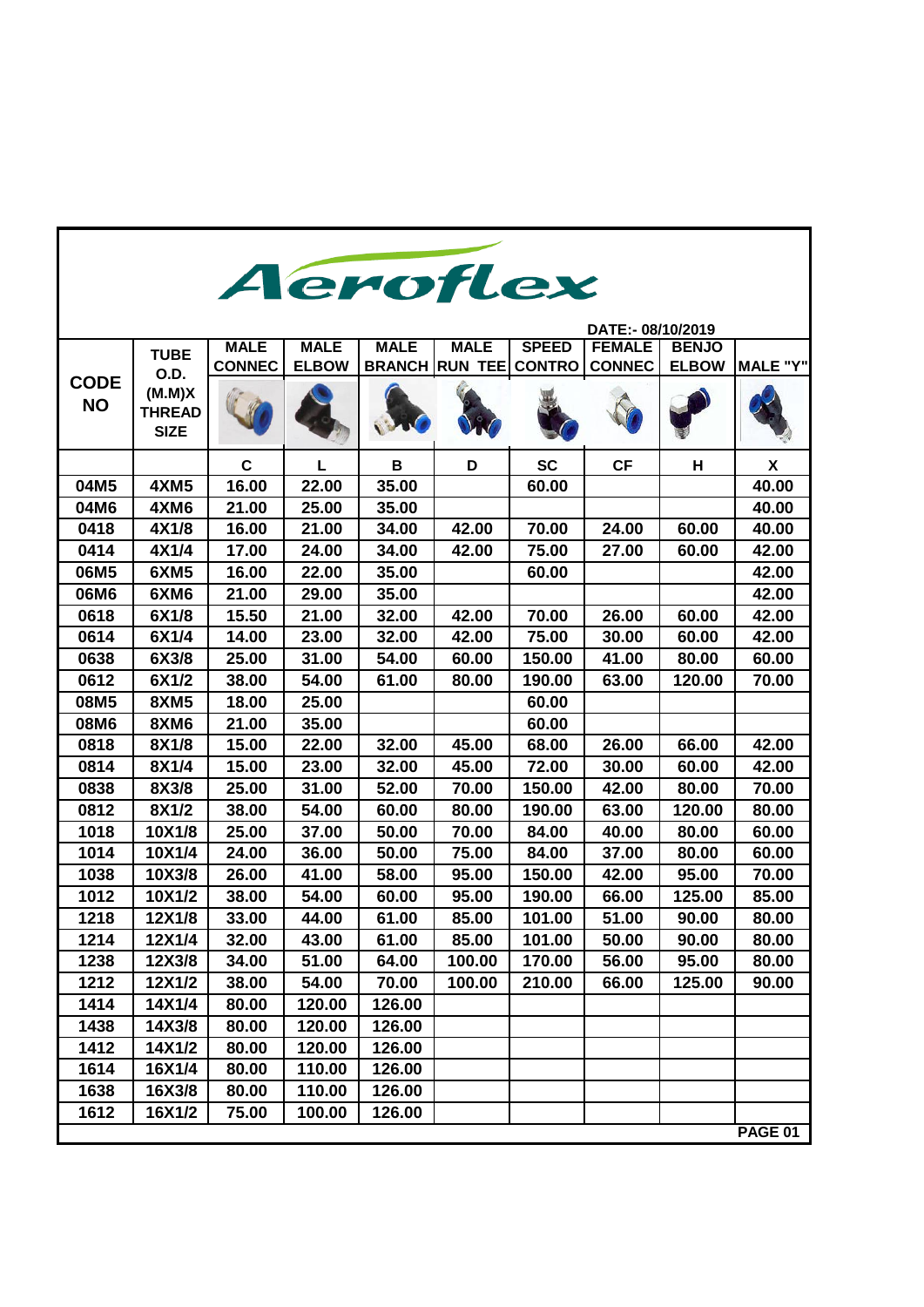# Aeroflex

DATE:- 08/10/2019

| CODE NO | TUBE O.D. (M.M)X THREAD SIZE | MALE CONNEC | MALE ELBOW | MALE BRANCH | MALE RUN TEE | SPEED CONTRO | FEMALE CONNEC | BENJO ELBOW | MALE "Y" |
|---|---|---|---|---|---|---|---|---|---|
| | | C | L | B | D | SC | CF | H | X |
| 04M5 | 4XM5 | 16.00 | 22.00 | 35.00 | | 60.00 | | | 40.00 |
| 04M6 | 4XM6 | 21.00 | 25.00 | 35.00 | | | | | 40.00 |
| 0418 | 4X1/8 | 16.00 | 21.00 | 34.00 | 42.00 | 70.00 | 24.00 | 60.00 | 40.00 |
| 0414 | 4X1/4 | 17.00 | 24.00 | 34.00 | 42.00 | 75.00 | 27.00 | 60.00 | 42.00 |
| 06M5 | 6XM5 | 16.00 | 22.00 | 35.00 | | 60.00 | | | 42.00 |
| 06M6 | 6XM6 | 21.00 | 29.00 | 35.00 | | | | | 42.00 |
| 0618 | 6X1/8 | 15.50 | 21.00 | 32.00 | 42.00 | 70.00 | 26.00 | 60.00 | 42.00 |
| 0614 | 6X1/4 | 14.00 | 23.00 | 32.00 | 42.00 | 75.00 | 30.00 | 60.00 | 42.00 |
| 0638 | 6X3/8 | 25.00 | 31.00 | 54.00 | 60.00 | 150.00 | 41.00 | 80.00 | 60.00 |
| 0612 | 6X1/2 | 38.00 | 54.00 | 61.00 | 80.00 | 190.00 | 63.00 | 120.00 | 70.00 |
| 08M5 | 8XM5 | 18.00 | 25.00 | | | 60.00 | | | |
| 08M6 | 8XM6 | 21.00 | 35.00 | | | 60.00 | | | |
| 0818 | 8X1/8 | 15.00 | 22.00 | 32.00 | 45.00 | 68.00 | 26.00 | 66.00 | 42.00 |
| 0814 | 8X1/4 | 15.00 | 23.00 | 32.00 | 45.00 | 72.00 | 30.00 | 60.00 | 42.00 |
| 0838 | 8X3/8 | 25.00 | 31.00 | 52.00 | 70.00 | 150.00 | 42.00 | 80.00 | 70.00 |
| 0812 | 8X1/2 | 38.00 | 54.00 | 60.00 | 80.00 | 190.00 | 63.00 | 120.00 | 80.00 |
| 1018 | 10X1/8 | 25.00 | 37.00 | 50.00 | 70.00 | 84.00 | 40.00 | 80.00 | 60.00 |
| 1014 | 10X1/4 | 24.00 | 36.00 | 50.00 | 75.00 | 84.00 | 37.00 | 80.00 | 60.00 |
| 1038 | 10X3/8 | 26.00 | 41.00 | 58.00 | 95.00 | 150.00 | 42.00 | 95.00 | 70.00 |
| 1012 | 10X1/2 | 38.00 | 54.00 | 60.00 | 95.00 | 190.00 | 66.00 | 125.00 | 85.00 |
| 1218 | 12X1/8 | 33.00 | 44.00 | 61.00 | 85.00 | 101.00 | 51.00 | 90.00 | 80.00 |
| 1214 | 12X1/4 | 32.00 | 43.00 | 61.00 | 85.00 | 101.00 | 50.00 | 90.00 | 80.00 |
| 1238 | 12X3/8 | 34.00 | 51.00 | 64.00 | 100.00 | 170.00 | 56.00 | 95.00 | 80.00 |
| 1212 | 12X1/2 | 38.00 | 54.00 | 70.00 | 100.00 | 210.00 | 66.00 | 125.00 | 90.00 |
| 1414 | 14X1/4 | 80.00 | 120.00 | 126.00 | | | | | |
| 1438 | 14X3/8 | 80.00 | 120.00 | 126.00 | | | | | |
| 1412 | 14X1/2 | 80.00 | 120.00 | 126.00 | | | | | |
| 1614 | 16X1/4 | 80.00 | 110.00 | 126.00 | | | | | |
| 1638 | 16X3/8 | 80.00 | 110.00 | 126.00 | | | | | |
| 1612 | 16X1/2 | 75.00 | 100.00 | 126.00 | | | | | |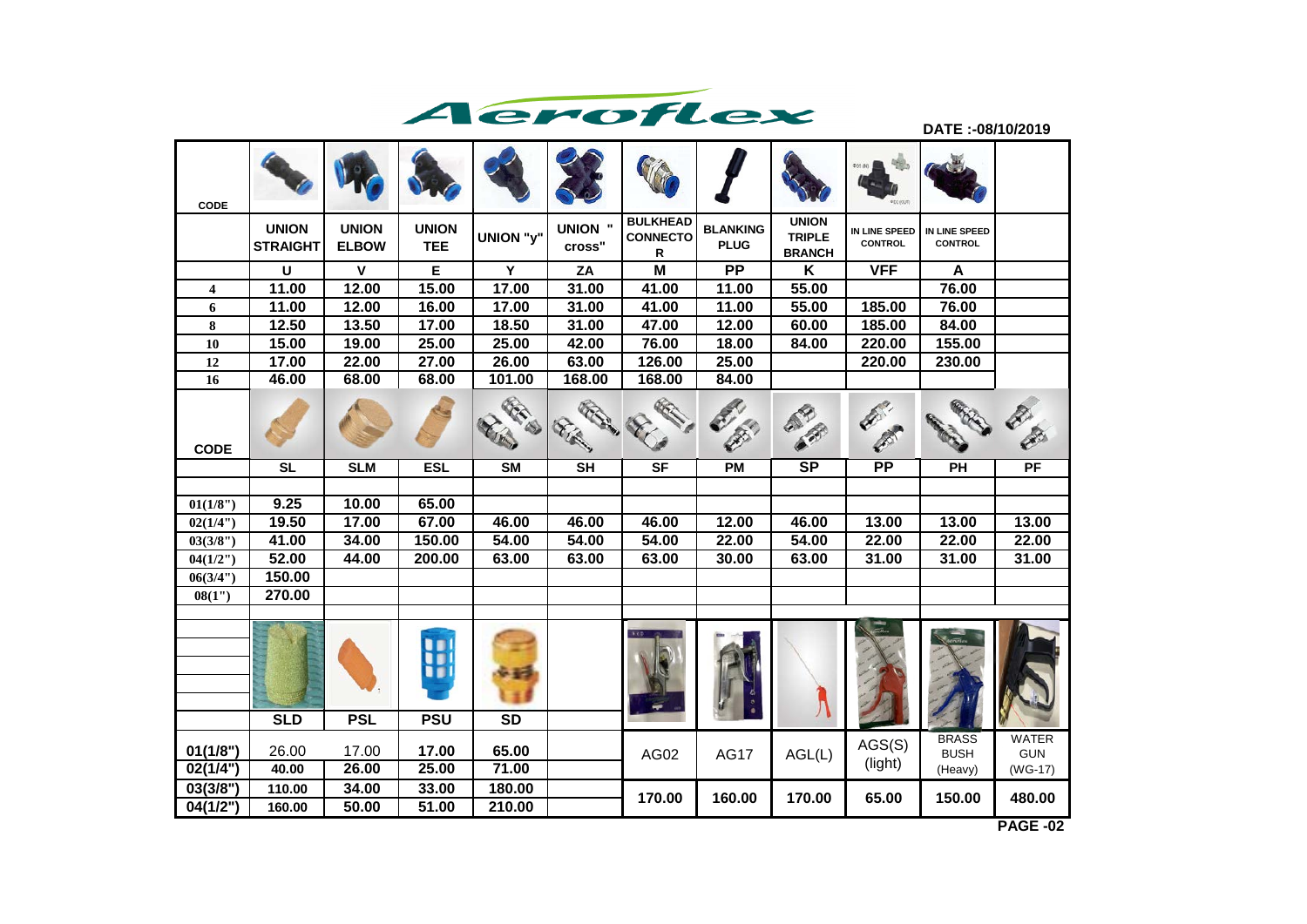# Aeroflex

**DATE :-08/10/2019**

| CODE | UNION STRAIGHT | UNION ELBOW | UNION TEE | UNION "y" | UNION " cross" | BULKHEAD CONNECTOR | BLANKING PLUG | UNION TRIPLE BRANCH | IN LINE SPEED CONTROL | IN LINE SPEED CONTROL | |
|---|---|---|---|---|---|---|---|---|---|---|---|
| | U | V | E | Y | ZA | M | PP | K | VFF | A | |
| 4 | 11.00 | 12.00 | 15.00 | 17.00 | 31.00 | 41.00 | 11.00 | 55.00 | | 76.00 | |
| 6 | 11.00 | 12.00 | 16.00 | 17.00 | 31.00 | 41.00 | 11.00 | 55.00 | 185.00 | 76.00 | |
| 8 | 12.50 | 13.50 | 17.00 | 18.50 | 31.00 | 47.00 | 12.00 | 60.00 | 185.00 | 84.00 | |
| 10 | 15.00 | 19.00 | 25.00 | 25.00 | 42.00 | 76.00 | 18.00 | 84.00 | 220.00 | 155.00 | |
| 12 | 17.00 | 22.00 | 27.00 | 26.00 | 63.00 | 126.00 | 25.00 | | 220.00 | 230.00 | |
| 16 | 46.00 | 68.00 | 68.00 | 101.00 | 168.00 | 168.00 | 84.00 | | | | |

| CODE | SL | SLM | ESL | SM | SH | SF | PM | SP | PP | PH | PF |
|---|---|---|---|---|---|---|---|---|---|---|---|
| 01(1/8") | 9.25 | 10.00 | 65.00 | | | | | | | | |
| 02(1/4") | 19.50 | 17.00 | 67.00 | 46.00 | 46.00 | 46.00 | 12.00 | 46.00 | 13.00 | 13.00 | 13.00 |
| 03(3/8") | 41.00 | 34.00 | 150.00 | 54.00 | 54.00 | 54.00 | 22.00 | 54.00 | 22.00 | 22.00 | 22.00 |
| 04(1/2") | 52.00 | 44.00 | 200.00 | 63.00 | 63.00 | 63.00 | 30.00 | 63.00 | 31.00 | 31.00 | 31.00 |
| 06(3/4") | 150.00 | | | | | | | | | | |
| 08(1") | 270.00 | | | | | | | | | | |

| | SLD | PSL | PSU | SD | | AG02 | AG17 | AGL(L) | AGS(S) (light) | BRASS BUSH (Heavy) | WATER GUN (WG-17) |
|---|---|---|---|---|---|---|---|---|---|---|---|
| 01(1/8") | 26.00 | 17.00 | 17.00 | 65.00 | | | | | | | |
| 02(1/4") | 40.00 | 26.00 | 25.00 | 71.00 | | | | | | | |
| 03(3/8") | 110.00 | 34.00 | 33.00 | 180.00 | | 170.00 | 160.00 | 170.00 | 65.00 | 150.00 | 480.00 |
| 04(1/2") | 160.00 | 50.00 | 51.00 | 210.00 | | | | | | | |

**PAGE -02**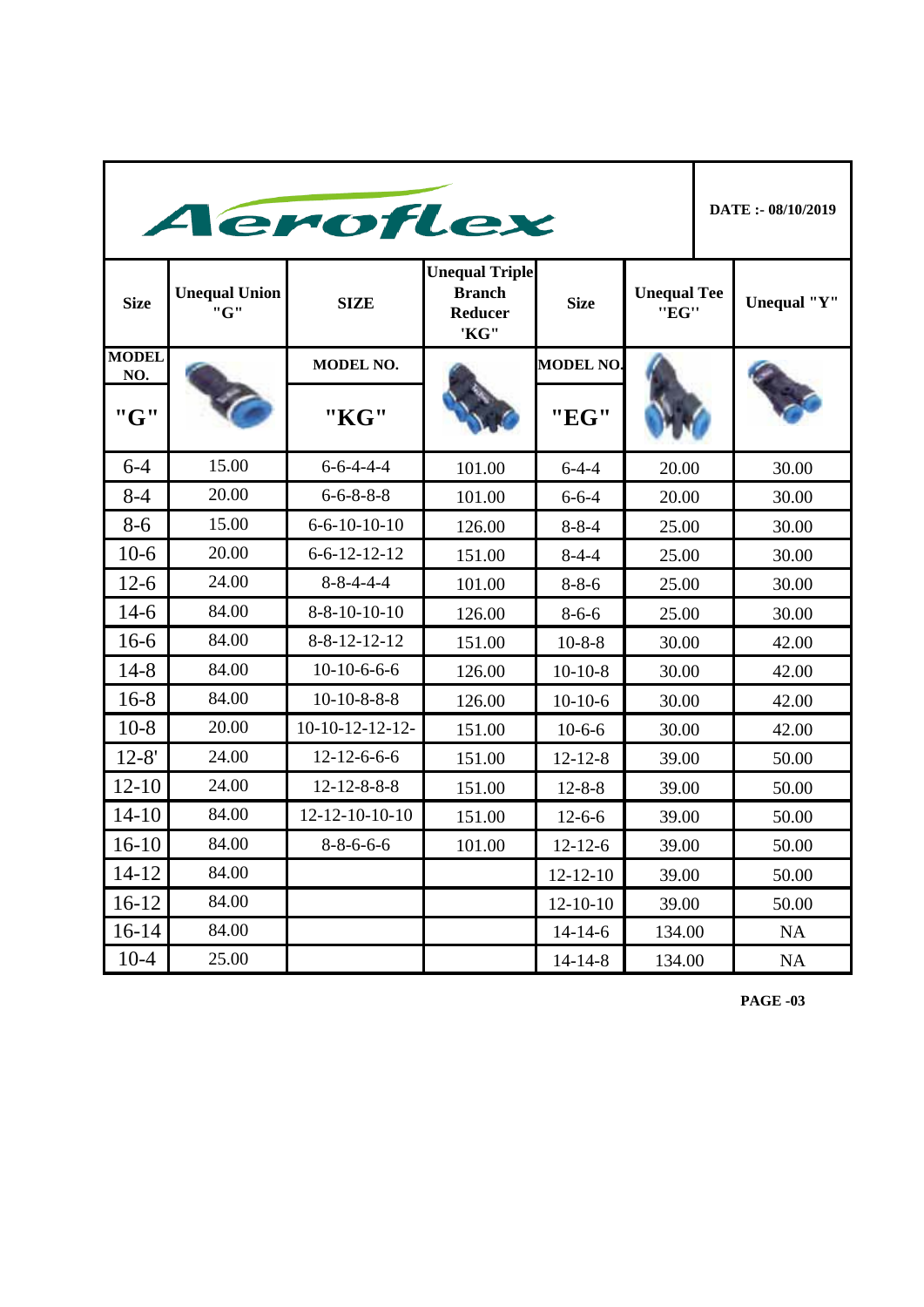# Aeroflex

DATE :- 08/10/2019

| Size | Unequal Union "G" | SIZE | Unequal Triple Branch Reducer 'KG" | Size | Unequal Tee "EG" | Unequal "Y" |
|---|---|---|---|---|---|---|
| MODEL NO. "G" | | MODEL NO. "KG" | | MODEL NO. "EG" | | |
| 6-4 | 15.00 | 6-6-4-4-4 | 101.00 | 6-4-4 | 20.00 | 30.00 |
| 8-4 | 20.00 | 6-6-8-8-8 | 101.00 | 6-6-4 | 20.00 | 30.00 |
| 8-6 | 15.00 | 6-6-10-10-10 | 126.00 | 8-8-4 | 25.00 | 30.00 |
| 10-6 | 20.00 | 6-6-12-12-12 | 151.00 | 8-4-4 | 25.00 | 30.00 |
| 12-6 | 24.00 | 8-8-4-4-4 | 101.00 | 8-8-6 | 25.00 | 30.00 |
| 14-6 | 84.00 | 8-8-10-10-10 | 126.00 | 8-6-6 | 25.00 | 30.00 |
| 16-6 | 84.00 | 8-8-12-12-12 | 151.00 | 10-8-8 | 30.00 | 42.00 |
| 14-8 | 84.00 | 10-10-6-6-6 | 126.00 | 10-10-8 | 30.00 | 42.00 |
| 16-8 | 84.00 | 10-10-8-8-8 | 126.00 | 10-10-6 | 30.00 | 42.00 |
| 10-8 | 20.00 | 10-10-12-12-12- | 151.00 | 10-6-6 | 30.00 | 42.00 |
| 12-8' | 24.00 | 12-12-6-6-6 | 151.00 | 12-12-8 | 39.00 | 50.00 |
| 12-10 | 24.00 | 12-12-8-8-8 | 151.00 | 12-8-8 | 39.00 | 50.00 |
| 14-10 | 84.00 | 12-12-10-10-10 | 151.00 | 12-6-6 | 39.00 | 50.00 |
| 16-10 | 84.00 | 8-8-6-6-6 | 101.00 | 12-12-6 | 39.00 | 50.00 |
| 14-12 | 84.00 | | | 12-12-10 | 39.00 | 50.00 |
| 16-12 | 84.00 | | | 12-10-10 | 39.00 | 50.00 |
| 16-14 | 84.00 | | | 14-14-6 | 134.00 | NA |
| 10-4 | 25.00 | | | 14-14-8 | 134.00 | NA |

PAGE -03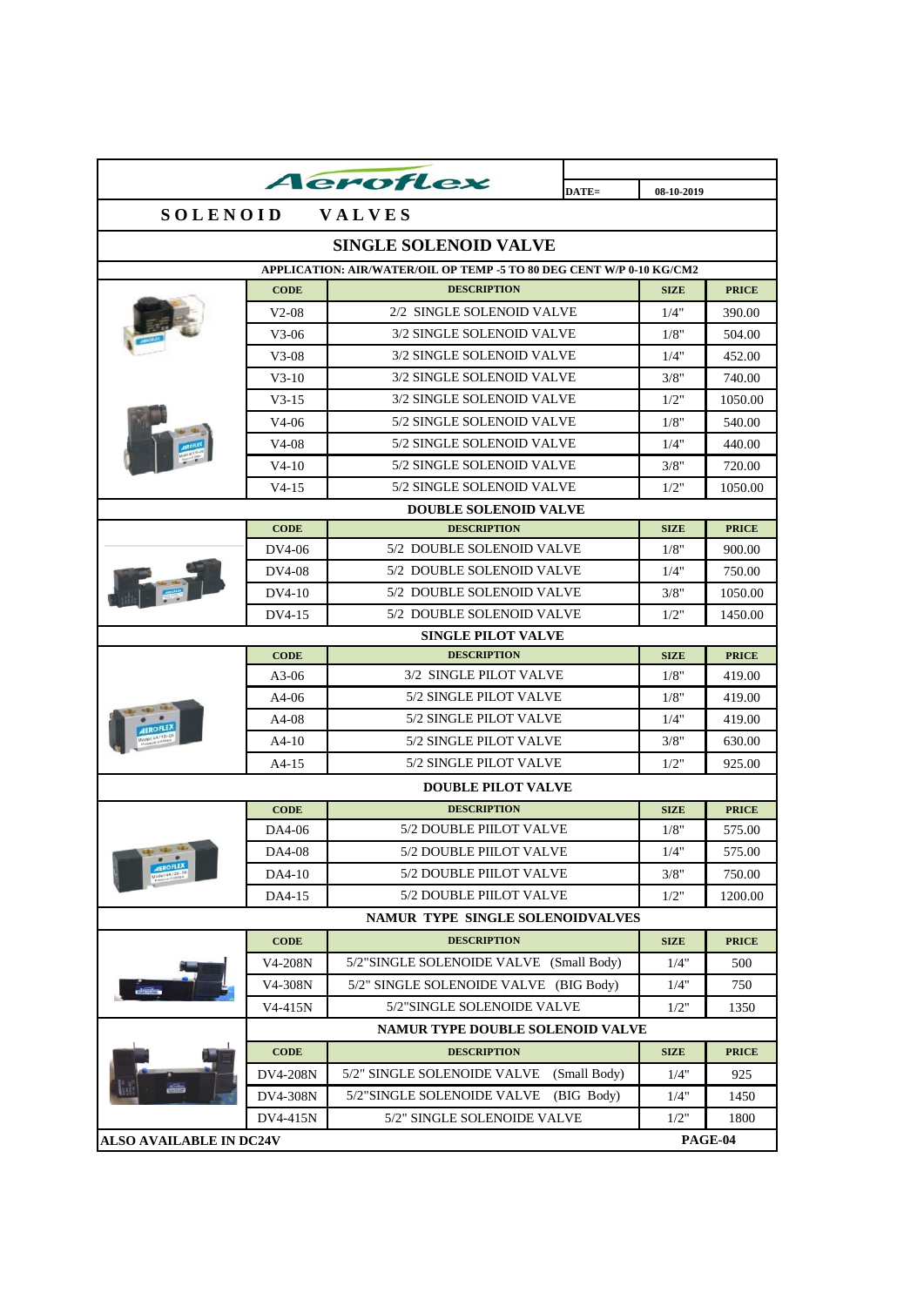# Aeroflex

**DATE=** 08-10-2019

## SOLENOID VALVES

### SINGLE SOLENOID VALVE

**APPLICATION: AIR/WATER/OIL OP TEMP -5 TO 80 DEG CENT W/P 0-10 KG/CM2**

| CODE | DESCRIPTION | SIZE | PRICE |
|---|---|---|---|
| V2-08 | 2/2 SINGLE SOLENOID VALVE | 1/4" | 390.00 |
| V3-06 | 3/2 SINGLE SOLENOID VALVE | 1/8" | 504.00 |
| V3-08 | 3/2 SINGLE SOLENOID VALVE | 1/4" | 452.00 |
| V3-10 | 3/2 SINGLE SOLENOID VALVE | 3/8" | 740.00 |
| V3-15 | 3/2 SINGLE SOLENOID VALVE | 1/2" | 1050.00 |
| V4-06 | 5/2 SINGLE SOLENOID VALVE | 1/8" | 540.00 |
| V4-08 | 5/2 SINGLE SOLENOID VALVE | 1/4" | 440.00 |
| V4-10 | 5/2 SINGLE SOLENOID VALVE | 3/8" | 720.00 |
| V4-15 | 5/2 SINGLE SOLENOID VALVE | 1/2" | 1050.00 |

### DOUBLE SOLENOID VALVE

| CODE | DESCRIPTION | SIZE | PRICE |
|---|---|---|---|
| DV4-06 | 5/2 DOUBLE SOLENOID VALVE | 1/8" | 900.00 |
| DV4-08 | 5/2 DOUBLE SOLENOID VALVE | 1/4" | 750.00 |
| DV4-10 | 5/2 DOUBLE SOLENOID VALVE | 3/8" | 1050.00 |
| DV4-15 | 5/2 DOUBLE SOLENOID VALVE | 1/2" | 1450.00 |

### SINGLE PILOT VALVE

| CODE | DESCRIPTION | SIZE | PRICE |
|---|---|---|---|
| A3-06 | 3/2 SINGLE PILOT VALVE | 1/8" | 419.00 |
| A4-06 | 5/2 SINGLE PILOT VALVE | 1/8" | 419.00 |
| A4-08 | 5/2 SINGLE PILOT VALVE | 1/4" | 419.00 |
| A4-10 | 5/2 SINGLE PILOT VALVE | 3/8" | 630.00 |
| A4-15 | 5/2 SINGLE PILOT VALVE | 1/2" | 925.00 |

### DOUBLE PILOT VALVE

| CODE | DESCRIPTION | SIZE | PRICE |
|---|---|---|---|
| DA4-06 | 5/2 DOUBLE PIILOT VALVE | 1/8" | 575.00 |
| DA4-08 | 5/2 DOUBLE PIILOT VALVE | 1/4" | 575.00 |
| DA4-10 | 5/2 DOUBLE PIILOT VALVE | 3/8" | 750.00 |
| DA4-15 | 5/2 DOUBLE PIILOT VALVE | 1/2" | 1200.00 |

### NAMUR TYPE SINGLE SOLENOIDVALVES

| CODE | DESCRIPTION | SIZE | PRICE |
|---|---|---|---|
| V4-208N | 5/2"SINGLE SOLENOIDE VALVE (Small Body) | 1/4" | 500 |
| V4-308N | 5/2" SINGLE SOLENOIDE VALVE (BIG Body) | 1/4" | 750 |
| V4-415N | 5/2"SINGLE SOLENOIDE VALVE | 1/2" | 1350 |

### NAMUR TYPE DOUBLE SOLENOID VALVE

| CODE | DESCRIPTION | SIZE | PRICE |
|---|---|---|---|
| DV4-208N | 5/2" SINGLE SOLENOIDE VALVE (Small Body) | 1/4" | 925 |
| DV4-308N | 5/2"SINGLE SOLENOIDE VALVE (BIG Body) | 1/4" | 1450 |
| DV4-415N | 5/2" SINGLE SOLENOIDE VALVE | 1/2" | 1800 |

**ALSO AVAILABLE IN DC24V**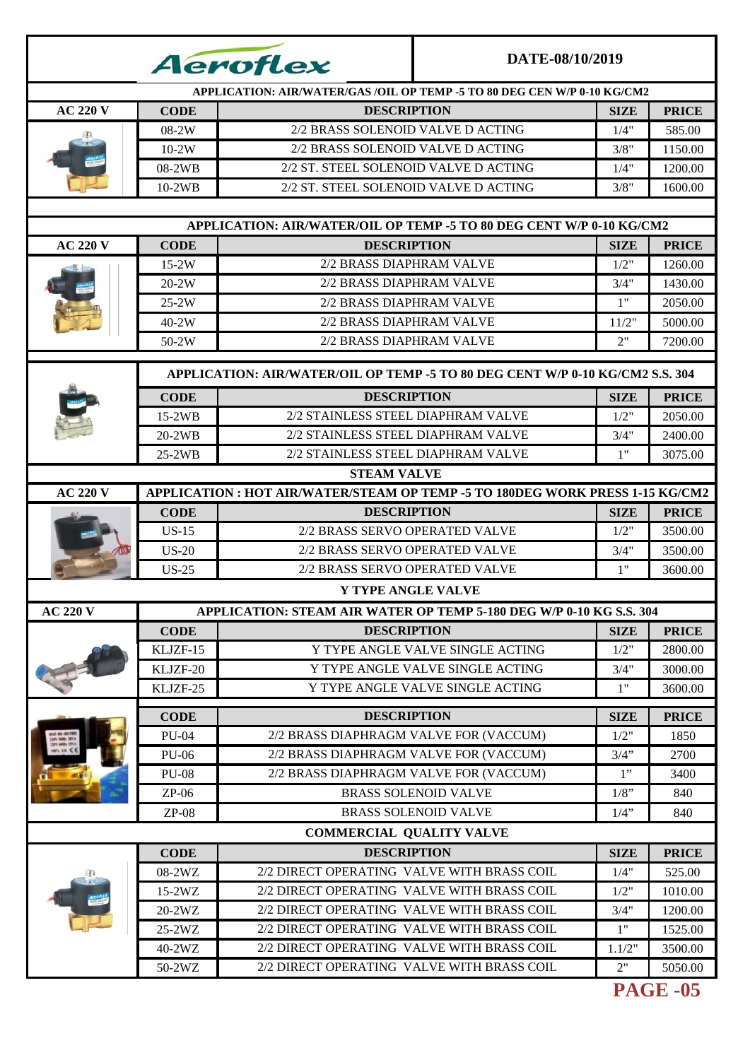# Aeroflex

**DATE-08/10/2019**

**APPLICATION: AIR/WATER/GAS /OIL OP TEMP -5 TO 80 DEG CEN W/P 0-10 KG/CM2**

| AC 220 V | CODE | DESCRIPTION | SIZE | PRICE |
|---|---|---|---|---|
| | 08-2W | 2/2 BRASS SOLENOID VALVE D ACTING | 1/4" | 585.00 |
| | 10-2W | 2/2 BRASS SOLENOID VALVE D ACTING | 3/8" | 1150.00 |
| | 08-2WB | 2/2 ST. STEEL SOLENOID VALVE D ACTING | 1/4" | 1200.00 |
| | 10-2WB | 2/2 ST. STEEL SOLENOID VALVE D ACTING | 3/8" | 1600.00 |

**APPLICATION: AIR/WATER/OIL OP TEMP -5 TO 80 DEG CENT W/P 0-10 KG/CM2**

| AC 220 V | CODE | DESCRIPTION | SIZE | PRICE |
|---|---|---|---|---|
| | 15-2W | 2/2 BRASS DIAPHRAM VALVE | 1/2" | 1260.00 |
| | 20-2W | 2/2 BRASS DIAPHRAM VALVE | 3/4" | 1430.00 |
| | 25-2W | 2/2 BRASS DIAPHRAM VALVE | 1" | 2050.00 |
| | 40-2W | 2/2 BRASS DIAPHRAM VALVE | 11/2" | 5000.00 |
| | 50-2W | 2/2 BRASS DIAPHRAM VALVE | 2" | 7200.00 |

**APPLICATION: AIR/WATER/OIL OP TEMP -5 TO 80 DEG CENT W/P 0-10 KG/CM2 S.S. 304**

| CODE | DESCRIPTION | SIZE | PRICE |
|---|---|---|---|
| 15-2WB | 2/2 STAINLESS STEEL DIAPHRAM VALVE | 1/2" | 2050.00 |
| 20-2WB | 2/2 STAINLESS STEEL DIAPHRAM VALVE | 3/4" | 2400.00 |
| 25-2WB | 2/2 STAINLESS STEEL DIAPHRAM VALVE | 1" | 3075.00 |

**STEAM VALVE**

**AC 220 V — APPLICATION : HOT AIR/WATER/STEAM OP TEMP -5 TO 180DEG WORK PRESS 1-15 KG/CM2**

| CODE | DESCRIPTION | SIZE | PRICE |
|---|---|---|---|
| US-15 | 2/2 BRASS SERVO OPERATED VALVE | 1/2" | 3500.00 |
| US-20 | 2/2 BRASS SERVO OPERATED VALVE | 3/4" | 3500.00 |
| US-25 | 2/2 BRASS SERVO OPERATED VALVE | 1" | 3600.00 |

**Y TYPE ANGLE VALVE**

**AC 220 V — APPLICATION: STEAM AIR WATER OP TEMP 5-180 DEG W/P 0-10 KG S.S. 304**

| CODE | DESCRIPTION | SIZE | PRICE |
|---|---|---|---|
| KLJZF-15 | Y TYPE ANGLE VALVE SINGLE ACTING | 1/2" | 2800.00 |
| KLJZF-20 | Y TYPE ANGLE VALVE SINGLE ACTING | 3/4" | 3000.00 |
| KLJZF-25 | Y TYPE ANGLE VALVE SINGLE ACTING | 1" | 3600.00 |

| CODE | DESCRIPTION | SIZE | PRICE |
|---|---|---|---|
| PU-04 | 2/2 BRASS DIAPHRAGM VALVE FOR (VACCUM) | 1/2" | 1850 |
| PU-06 | 2/2 BRASS DIAPHRAGM VALVE FOR (VACCUM) | 3/4" | 2700 |
| PU-08 | 2/2 BRASS DIAPHRAGM VALVE FOR (VACCUM) | 1" | 3400 |
| ZP-06 | BRASS SOLENOID VALVE | 1/8" | 840 |
| ZP-08 | BRASS SOLENOID VALVE | 1/4" | 840 |

**COMMERCIAL QUALITY VALVE**

| CODE | DESCRIPTION | SIZE | PRICE |
|---|---|---|---|
| 08-2WZ | 2/2 DIRECT OPERATING VALVE WITH BRASS COIL | 1/4" | 525.00 |
| 15-2WZ | 2/2 DIRECT OPERATING VALVE WITH BRASS COIL | 1/2" | 1010.00 |
| 20-2WZ | 2/2 DIRECT OPERATING VALVE WITH BRASS COIL | 3/4" | 1200.00 |
| 25-2WZ | 2/2 DIRECT OPERATING VALVE WITH BRASS COIL | 1" | 1525.00 |
| 40-2WZ | 2/2 DIRECT OPERATING VALVE WITH BRASS COIL | 1.1/2" | 3500.00 |
| 50-2WZ | 2/2 DIRECT OPERATING VALVE WITH BRASS COIL | 2" | 5050.00 |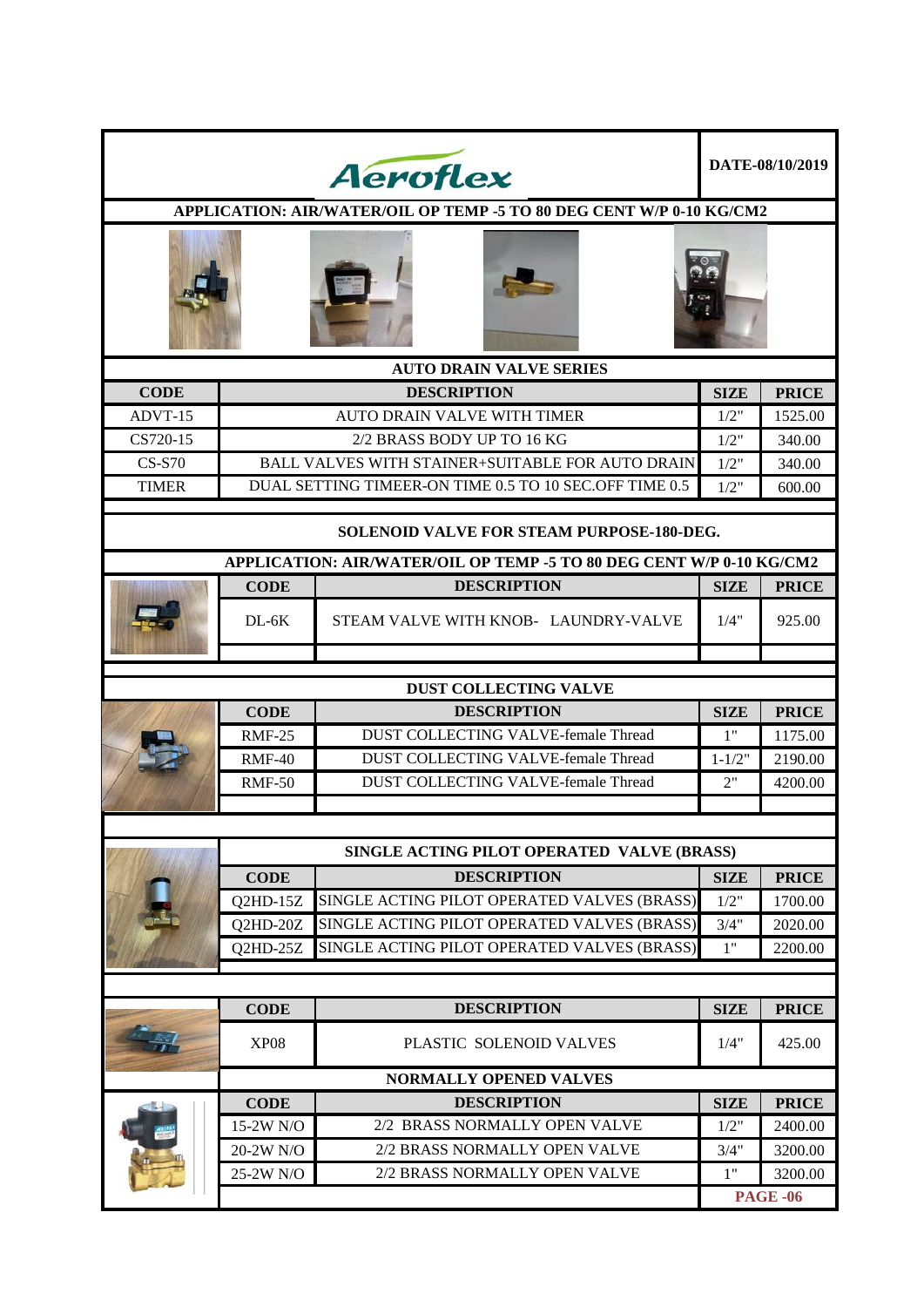# Aeroflex

**DATE-08/10/2019**

**APPLICATION: AIR/WATER/OIL OP TEMP -5 TO 80 DEG CENT W/P 0-10 KG/CM2**

## AUTO DRAIN VALVE SERIES

| CODE | DESCRIPTION | SIZE | PRICE |
|---|---|---|---|
| ADVT-15 | AUTO DRAIN VALVE WITH TIMER | 1/2" | 1525.00 |
| CS720-15 | 2/2 BRASS BODY UP TO 16 KG | 1/2" | 340.00 |
| CS-S70 | BALL VALVES WITH STAINER+SUITABLE FOR AUTO DRAIN | 1/2" | 340.00 |
| TIMER | DUAL SETTING TIMEER-ON TIME 0.5 TO 10 SEC.OFF TIME 0.5 | 1/2" | 600.00 |

## SOLENOID VALVE FOR STEAM PURPOSE-180-DEG.

**APPLICATION: AIR/WATER/OIL OP TEMP -5 TO 80 DEG CENT W/P 0-10 KG/CM2**

| CODE | DESCRIPTION | SIZE | PRICE |
|---|---|---|---|
| DL-6K | STEAM VALVE WITH KNOB- LAUNDRY-VALVE | 1/4" | 925.00 |

## DUST COLLECTING VALVE

| CODE | DESCRIPTION | SIZE | PRICE |
|---|---|---|---|
| RMF-25 | DUST COLLECTING VALVE-female Thread | 1" | 1175.00 |
| RMF-40 | DUST COLLECTING VALVE-female Thread | 1-1/2" | 2190.00 |
| RMF-50 | DUST COLLECTING VALVE-female Thread | 2" | 4200.00 |

## SINGLE ACTING PILOT OPERATED VALVE (BRASS)

| CODE | DESCRIPTION | SIZE | PRICE |
|---|---|---|---|
| Q2HD-15Z | SINGLE ACTING PILOT OPERATED VALVES (BRASS) | 1/2" | 1700.00 |
| Q2HD-20Z | SINGLE ACTING PILOT OPERATED VALVES (BRASS) | 3/4" | 2020.00 |
| Q2HD-25Z | SINGLE ACTING PILOT OPERATED VALVES (BRASS) | 1" | 2200.00 |

| CODE | DESCRIPTION | SIZE | PRICE |
|---|---|---|---|
| XP08 | PLASTIC SOLENOID VALVES | 1/4" | 425.00 |

## NORMALLY OPENED VALVES

| CODE | DESCRIPTION | SIZE | PRICE |
|---|---|---|---|
| 15-2W N/O | 2/2 BRASS NORMALLY OPEN VALVE | 1/2" | 2400.00 |
| 20-2W N/O | 2/2 BRASS NORMALLY OPEN VALVE | 3/4" | 3200.00 |
| 25-2W N/O | 2/2 BRASS NORMALLY OPEN VALVE | 1" | 3200.00 |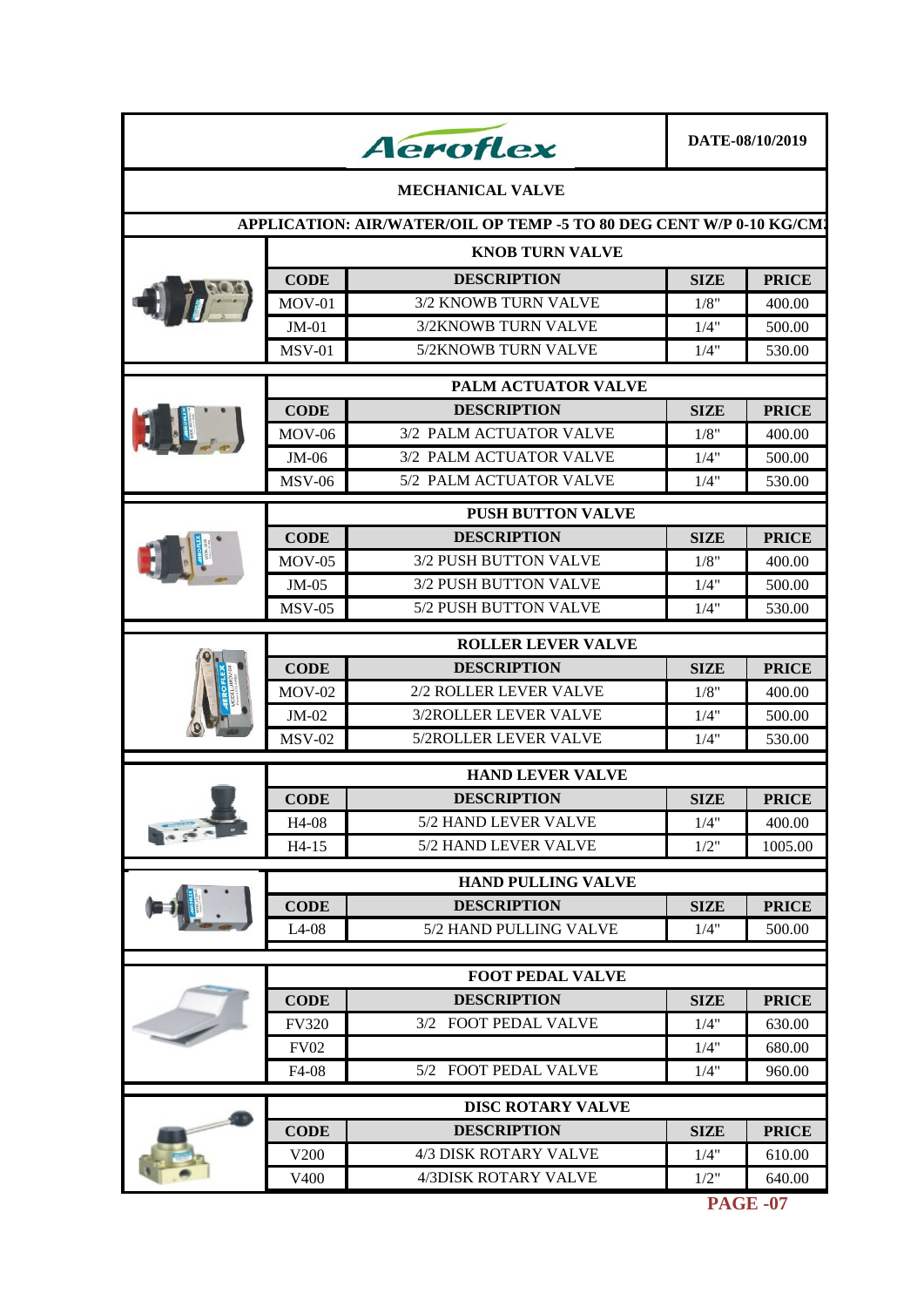# Aeroflex

**DATE-08/10/2019**

## MECHANICAL VALVE

**APPLICATION: AIR/WATER/OIL OP TEMP -5 TO 80 DEG CENT W/P 0-10 KG/CM**

### KNOB TURN VALVE

| CODE | DESCRIPTION | SIZE | PRICE |
|---|---|---|---|
| MOV-01 | 3/2 KNOWB TURN VALVE | 1/8" | 400.00 |
| JM-01 | 3/2KNOWB TURN VALVE | 1/4" | 500.00 |
| MSV-01 | 5/2KNOWB TURN VALVE | 1/4" | 530.00 |

### PALM ACTUATOR VALVE

| CODE | DESCRIPTION | SIZE | PRICE |
|---|---|---|---|
| MOV-06 | 3/2 PALM ACTUATOR VALVE | 1/8" | 400.00 |
| JM-06 | 3/2 PALM ACTUATOR VALVE | 1/4" | 500.00 |
| MSV-06 | 5/2 PALM ACTUATOR VALVE | 1/4" | 530.00 |

### PUSH BUTTON VALVE

| CODE | DESCRIPTION | SIZE | PRICE |
|---|---|---|---|
| MOV-05 | 3/2 PUSH BUTTON VALVE | 1/8" | 400.00 |
| JM-05 | 3/2 PUSH BUTTON VALVE | 1/4" | 500.00 |
| MSV-05 | 5/2 PUSH BUTTON VALVE | 1/4" | 530.00 |

### ROLLER LEVER VALVE

| CODE | DESCRIPTION | SIZE | PRICE |
|---|---|---|---|
| MOV-02 | 2/2 ROLLER LEVER VALVE | 1/8" | 400.00 |
| JM-02 | 3/2ROLLER LEVER VALVE | 1/4" | 500.00 |
| MSV-02 | 5/2ROLLER LEVER VALVE | 1/4" | 530.00 |

### HAND LEVER VALVE

| CODE | DESCRIPTION | SIZE | PRICE |
|---|---|---|---|
| H4-08 | 5/2 HAND LEVER VALVE | 1/4" | 400.00 |
| H4-15 | 5/2 HAND LEVER VALVE | 1/2" | 1005.00 |

### HAND PULLING VALVE

| CODE | DESCRIPTION | SIZE | PRICE |
|---|---|---|---|
| L4-08 | 5/2 HAND PULLING VALVE | 1/4" | 500.00 |

### FOOT PEDAL VALVE

| CODE | DESCRIPTION | SIZE | PRICE |
|---|---|---|---|
| FV320 | 3/2 FOOT PEDAL VALVE | 1/4" | 630.00 |
| FV02 | | 1/4" | 680.00 |
| F4-08 | 5/2 FOOT PEDAL VALVE | 1/4" | 960.00 |

### DISC ROTARY VALVE

| CODE | DESCRIPTION | SIZE | PRICE |
|---|---|---|---|
| V200 | 4/3 DISK ROTARY VALVE | 1/4" | 610.00 |
| V400 | 4/3DISK ROTARY VALVE | 1/2" | 640.00 |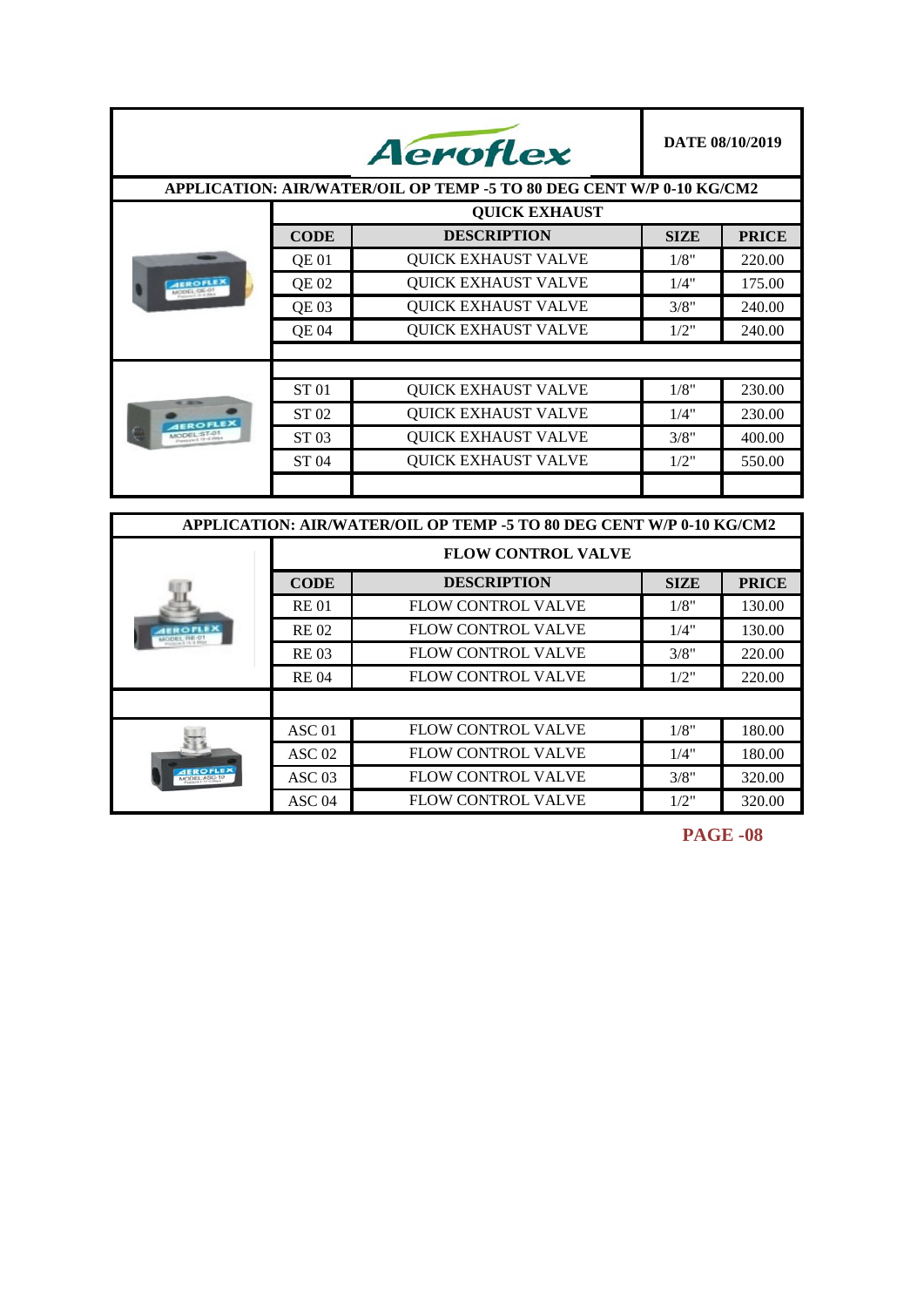# Aeroflex

**DATE 08/10/2019**

**APPLICATION: AIR/WATER/OIL OP TEMP -5 TO 80 DEG CENT W/P 0-10 KG/CM2**

**QUICK EXHAUST**

| CODE | DESCRIPTION | SIZE | PRICE |
|---|---|---|---|
| QE 01 | QUICK EXHAUST VALVE | 1/8" | 220.00 |
| QE 02 | QUICK EXHAUST VALVE | 1/4" | 175.00 |
| QE 03 | QUICK EXHAUST VALVE | 3/8" | 240.00 |
| QE 04 | QUICK EXHAUST VALVE | 1/2" | 240.00 |
| ST 01 | QUICK EXHAUST VALVE | 1/8" | 230.00 |
| ST 02 | QUICK EXHAUST VALVE | 1/4" | 230.00 |
| ST 03 | QUICK EXHAUST VALVE | 3/8" | 400.00 |
| ST 04 | QUICK EXHAUST VALVE | 1/2" | 550.00 |

**APPLICATION: AIR/WATER/OIL OP TEMP -5 TO 80 DEG CENT W/P 0-10 KG/CM2**

**FLOW CONTROL VALVE**

| CODE | DESCRIPTION | SIZE | PRICE |
|---|---|---|---|
| RE 01 | FLOW CONTROL VALVE | 1/8" | 130.00 |
| RE 02 | FLOW CONTROL VALVE | 1/4" | 130.00 |
| RE 03 | FLOW CONTROL VALVE | 3/8" | 220.00 |
| RE 04 | FLOW CONTROL VALVE | 1/2" | 220.00 |
| ASC 01 | FLOW CONTROL VALVE | 1/8" | 180.00 |
| ASC 02 | FLOW CONTROL VALVE | 1/4" | 180.00 |
| ASC 03 | FLOW CONTROL VALVE | 3/8" | 320.00 |
| ASC 04 | FLOW CONTROL VALVE | 1/2" | 320.00 |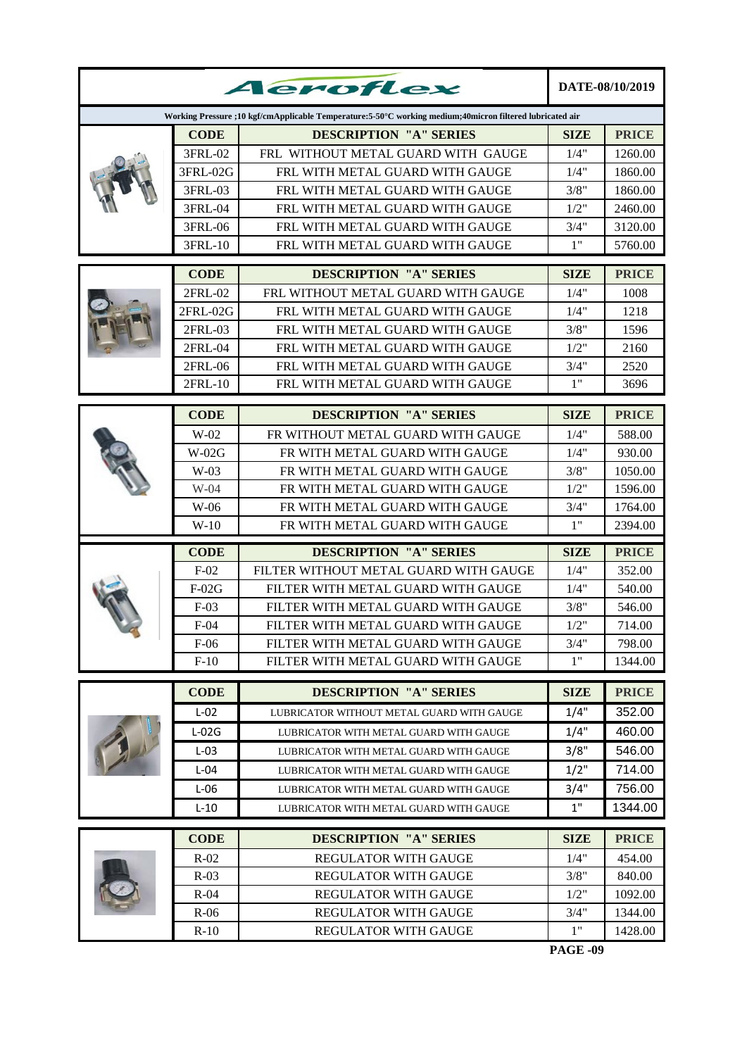# Aeroflex

**DATE-08/10/2019**

**Working Pressure ;10 kgf/cmApplicable Temperature:5-50°C working medium;40micron filtered lubricated air**

| CODE | DESCRIPTION "A" SERIES | SIZE | PRICE |
|---|---|---|---|
| 3FRL-02 | FRL WITHOUT METAL GUARD WITH GAUGE | 1/4" | 1260.00 |
| 3FRL-02G | FRL WITH METAL GUARD WITH GAUGE | 1/4" | 1860.00 |
| 3FRL-03 | FRL WITH METAL GUARD WITH GAUGE | 3/8" | 1860.00 |
| 3FRL-04 | FRL WITH METAL GUARD WITH GAUGE | 1/2" | 2460.00 |
| 3FRL-06 | FRL WITH METAL GUARD WITH GAUGE | 3/4" | 3120.00 |
| 3FRL-10 | FRL WITH METAL GUARD WITH GAUGE | 1" | 5760.00 |

| CODE | DESCRIPTION "A" SERIES | SIZE | PRICE |
|---|---|---|---|
| 2FRL-02 | FRL WITHOUT METAL GUARD WITH GAUGE | 1/4" | 1008 |
| 2FRL-02G | FRL WITH METAL GUARD WITH GAUGE | 1/4" | 1218 |
| 2FRL-03 | FRL WITH METAL GUARD WITH GAUGE | 3/8" | 1596 |
| 2FRL-04 | FRL WITH METAL GUARD WITH GAUGE | 1/2" | 2160 |
| 2FRL-06 | FRL WITH METAL GUARD WITH GAUGE | 3/4" | 2520 |
| 2FRL-10 | FRL WITH METAL GUARD WITH GAUGE | 1" | 3696 |

| CODE | DESCRIPTION "A" SERIES | SIZE | PRICE |
|---|---|---|---|
| W-02 | FR WITHOUT METAL GUARD WITH GAUGE | 1/4" | 588.00 |
| W-02G | FR WITH METAL GUARD WITH GAUGE | 1/4" | 930.00 |
| W-03 | FR WITH METAL GUARD WITH GAUGE | 3/8" | 1050.00 |
| W-04 | FR WITH METAL GUARD WITH GAUGE | 1/2" | 1596.00 |
| W-06 | FR WITH METAL GUARD WITH GAUGE | 3/4" | 1764.00 |
| W-10 | FR WITH METAL GUARD WITH GAUGE | 1" | 2394.00 |

| CODE | DESCRIPTION "A" SERIES | SIZE | PRICE |
|---|---|---|---|
| F-02 | FILTER WITHOUT METAL GUARD WITH GAUGE | 1/4" | 352.00 |
| F-02G | FILTER WITH METAL GUARD WITH GAUGE | 1/4" | 540.00 |
| F-03 | FILTER WITH METAL GUARD WITH GAUGE | 3/8" | 546.00 |
| F-04 | FILTER WITH METAL GUARD WITH GAUGE | 1/2" | 714.00 |
| F-06 | FILTER WITH METAL GUARD WITH GAUGE | 3/4" | 798.00 |
| F-10 | FILTER WITH METAL GUARD WITH GAUGE | 1" | 1344.00 |

| CODE | DESCRIPTION "A" SERIES | SIZE | PRICE |
|---|---|---|---|
| L-02 | LUBRICATOR WITHOUT METAL GUARD WITH GAUGE | 1/4" | 352.00 |
| L-02G | LUBRICATOR WITH METAL GUARD WITH GAUGE | 1/4" | 460.00 |
| L-03 | LUBRICATOR WITH METAL GUARD WITH GAUGE | 3/8" | 546.00 |
| L-04 | LUBRICATOR WITH METAL GUARD WITH GAUGE | 1/2" | 714.00 |
| L-06 | LUBRICATOR WITH METAL GUARD WITH GAUGE | 3/4" | 756.00 |
| L-10 | LUBRICATOR WITH METAL GUARD WITH GAUGE | 1" | 1344.00 |

| CODE | DESCRIPTION "A" SERIES | SIZE | PRICE |
|---|---|---|---|
| R-02 | REGULATOR WITH GAUGE | 1/4" | 454.00 |
| R-03 | REGULATOR WITH GAUGE | 3/8" | 840.00 |
| R-04 | REGULATOR WITH GAUGE | 1/2" | 1092.00 |
| R-06 | REGULATOR WITH GAUGE | 3/4" | 1344.00 |
| R-10 | REGULATOR WITH GAUGE | 1" | 1428.00 |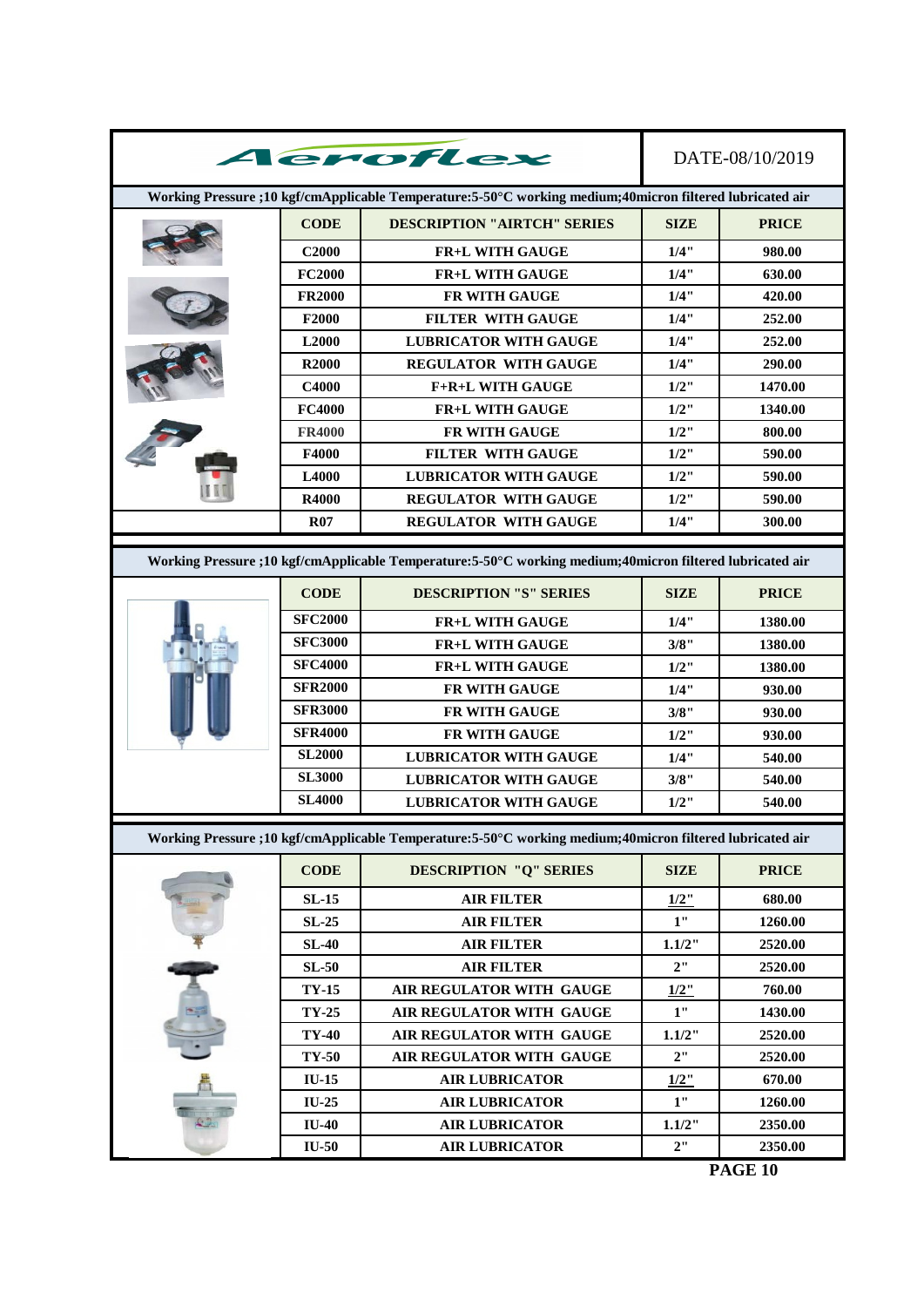# Aeroflex

DATE-08/10/2019

**Working Pressure ;10 kgf/cmApplicable Temperature:5-50°C working medium;40micron filtered lubricated air**

| CODE | DESCRIPTION "AIRTCH" SERIES | SIZE | PRICE |
|---|---|---|---|
| C2000 | FR+L WITH GAUGE | 1/4" | 980.00 |
| FC2000 | FR+L WITH GAUGE | 1/4" | 630.00 |
| FR2000 | FR WITH GAUGE | 1/4" | 420.00 |
| F2000 | FILTER WITH GAUGE | 1/4" | 252.00 |
| L2000 | LUBRICATOR WITH GAUGE | 1/4" | 252.00 |
| R2000 | REGULATOR WITH GAUGE | 1/4" | 290.00 |
| C4000 | F+R+L WITH GAUGE | 1/2" | 1470.00 |
| FC4000 | FR+L WITH GAUGE | 1/2" | 1340.00 |
| FR4000 | FR WITH GAUGE | 1/2" | 800.00 |
| F4000 | FILTER WITH GAUGE | 1/2" | 590.00 |
| L4000 | LUBRICATOR WITH GAUGE | 1/2" | 590.00 |
| R4000 | REGULATOR WITH GAUGE | 1/2" | 590.00 |
| R07 | REGULATOR WITH GAUGE | 1/4" | 300.00 |

**Working Pressure ;10 kgf/cmApplicable Temperature:5-50°C working medium;40micron filtered lubricated air**

| CODE | DESCRIPTION "S" SERIES | SIZE | PRICE |
|---|---|---|---|
| SFC2000 | FR+L WITH GAUGE | 1/4" | 1380.00 |
| SFC3000 | FR+L WITH GAUGE | 3/8" | 1380.00 |
| SFC4000 | FR+L WITH GAUGE | 1/2" | 1380.00 |
| SFR2000 | FR WITH GAUGE | 1/4" | 930.00 |
| SFR3000 | FR WITH GAUGE | 3/8" | 930.00 |
| SFR4000 | FR WITH GAUGE | 1/2" | 930.00 |
| SL2000 | LUBRICATOR WITH GAUGE | 1/4" | 540.00 |
| SL3000 | LUBRICATOR WITH GAUGE | 3/8" | 540.00 |
| SL4000 | LUBRICATOR WITH GAUGE | 1/2" | 540.00 |

**Working Pressure ;10 kgf/cmApplicable Temperature:5-50°C working medium;40micron filtered lubricated air**

| CODE | DESCRIPTION "Q" SERIES | SIZE | PRICE |
|---|---|---|---|
| SL-15 | AIR FILTER | 1/2" | 680.00 |
| SL-25 | AIR FILTER | 1" | 1260.00 |
| SL-40 | AIR FILTER | 1.1/2" | 2520.00 |
| SL-50 | AIR FILTER | 2" | 2520.00 |
| TY-15 | AIR REGULATOR WITH GAUGE | 1/2" | 760.00 |
| TY-25 | AIR REGULATOR WITH GAUGE | 1" | 1430.00 |
| TY-40 | AIR REGULATOR WITH GAUGE | 1.1/2" | 2520.00 |
| TY-50 | AIR REGULATOR WITH GAUGE | 2" | 2520.00 |
| IU-15 | AIR LUBRICATOR | 1/2" | 670.00 |
| IU-25 | AIR LUBRICATOR | 1" | 1260.00 |
| IU-40 | AIR LUBRICATOR | 1.1/2" | 2350.00 |
| IU-50 | AIR LUBRICATOR | 2" | 2350.00 |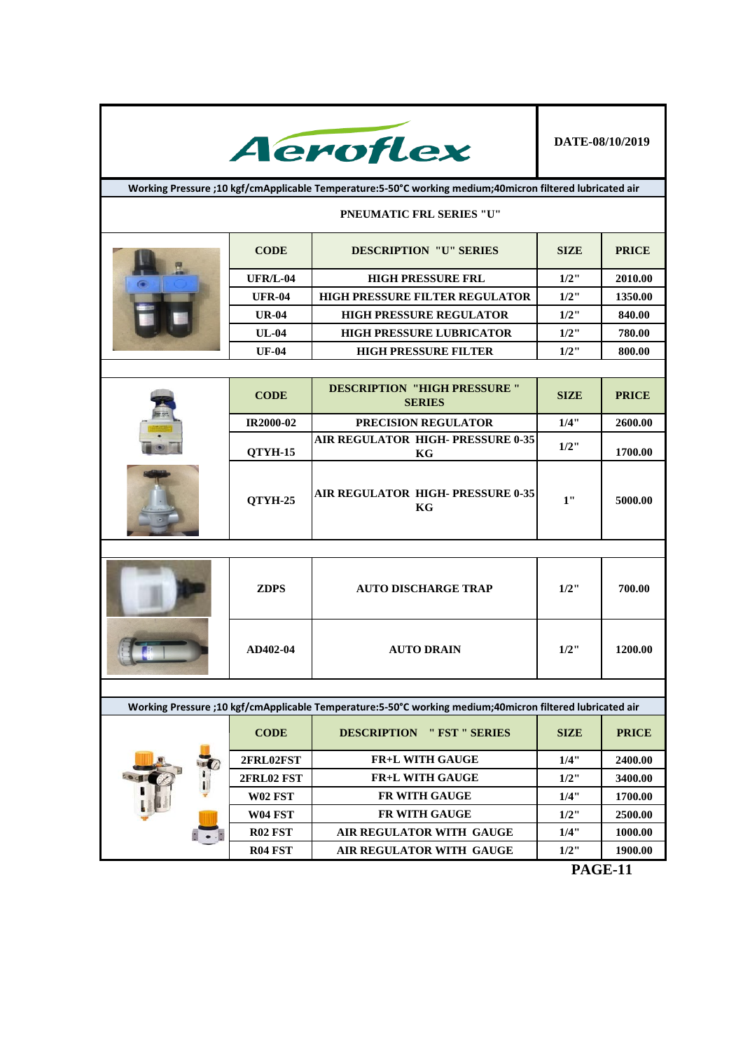# Aeroflex

DATE-08/10/2019

Working Pressure ;10 kgf/cmApplicable Temperature:5-50°C working medium;40micron filtered lubricated air

## PNEUMATIC FRL SERIES "U"

| CODE | DESCRIPTION "U" SERIES | SIZE | PRICE |
|---|---|---|---|
| UFR/L-04 | HIGH PRESSURE FRL | 1/2" | 2010.00 |
| UFR-04 | HIGH PRESSURE FILTER REGULATOR | 1/2" | 1350.00 |
| UR-04 | HIGH PRESSURE REGULATOR | 1/2" | 840.00 |
| UL-04 | HIGH PRESSURE LUBRICATOR | 1/2" | 780.00 |
| UF-04 | HIGH PRESSURE FILTER | 1/2" | 800.00 |

| CODE | DESCRIPTION "HIGH PRESSURE " SERIES | SIZE | PRICE |
|---|---|---|---|
| IR2000-02 | PRECISION REGULATOR | 1/4" | 2600.00 |
| QTYH-15 | AIR REGULATOR HIGH- PRESSURE 0-35 KG | 1/2" | 1700.00 |
| QTYH-25 | AIR REGULATOR HIGH- PRESSURE 0-35 KG | 1" | 5000.00 |

| CODE | DESCRIPTION | SIZE | PRICE |
|---|---|---|---|
| ZDPS | AUTO DISCHARGE TRAP | 1/2" | 700.00 |
| AD402-04 | AUTO DRAIN | 1/2" | 1200.00 |

Working Pressure ;10 kgf/cmApplicable Temperature:5-50°C working medium;40micron filtered lubricated air

| CODE | DESCRIPTION " FST " SERIES | SIZE | PRICE |
|---|---|---|---|
| 2FRL02FST | FR+L WITH GAUGE | 1/4" | 2400.00 |
| 2FRL02 FST | FR+L WITH GAUGE | 1/2" | 3400.00 |
| W02 FST | FR WITH GAUGE | 1/4" | 1700.00 |
| W04 FST | FR WITH GAUGE | 1/2" | 2500.00 |
| R02 FST | AIR REGULATOR WITH GAUGE | 1/4" | 1000.00 |
| R04 FST | AIR REGULATOR WITH GAUGE | 1/2" | 1900.00 |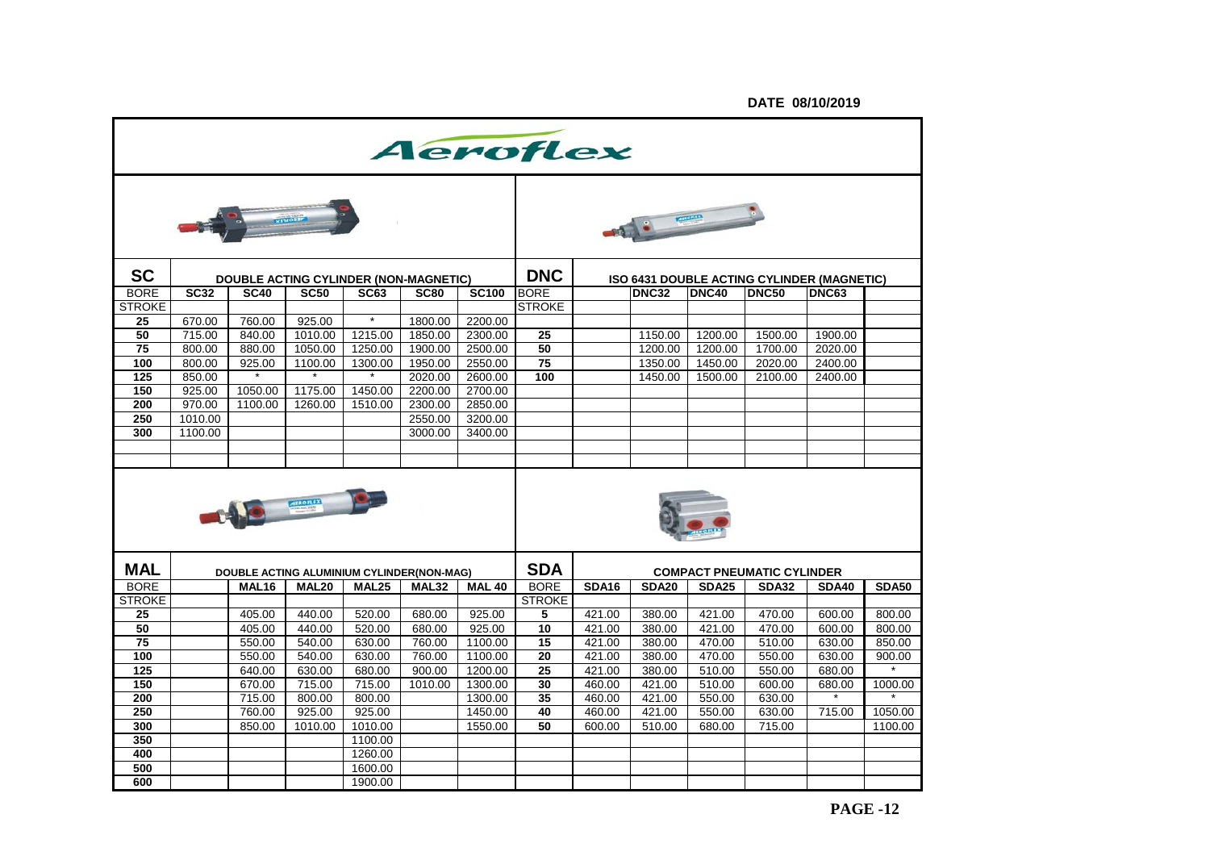DATE 08/10/2019

# Aeroflex

| SC | DOUBLE ACTING CYLINDER (NON-MAGNETIC) | | | | | | DNC | ISO 6431 DOUBLE ACTING CYLINDER (MAGNETIC) | | | | | |
|---|---|---|---|---|---|---|---|---|---|---|---|---|---|
| BORE | SC32 | SC40 | SC50 | SC63 | SC80 | SC100 | BORE | | DNC32 | DNC40 | DNC50 | DNC63 | |
| STROKE | | | | | | | STROKE | | | | | | |
| 25 | 670.00 | 760.00 | 925.00 | * | 1800.00 | 2200.00 | | | | | | | |
| 50 | 715.00 | 840.00 | 1010.00 | 1215.00 | 1850.00 | 2300.00 | 25 | | 1150.00 | 1200.00 | 1500.00 | 1900.00 | |
| 75 | 800.00 | 880.00 | 1050.00 | 1250.00 | 1900.00 | 2500.00 | 50 | | 1200.00 | 1200.00 | 1700.00 | 2020.00 | |
| 100 | 800.00 | 925.00 | 1100.00 | 1300.00 | 1950.00 | 2550.00 | 75 | | 1350.00 | 1450.00 | 2020.00 | 2400.00 | |
| 125 | 850.00 | * | * | * | 2020.00 | 2600.00 | 100 | | 1450.00 | 1500.00 | 2100.00 | 2400.00 | |
| 150 | 925.00 | 1050.00 | 1175.00 | 1450.00 | 2200.00 | 2700.00 | | | | | | | |
| 200 | 970.00 | 1100.00 | 1260.00 | 1510.00 | 2300.00 | 2850.00 | | | | | | | |
| 250 | 1010.00 | | | | 2550.00 | 3200.00 | | | | | | | |
| 300 | 1100.00 | | | | 3000.00 | 3400.00 | | | | | | | |

| MAL | DOUBLE ACTING ALUMINIUM CYLINDER(NON-MAG) | | | | | | SDA | COMPACT PNEUMATIC CYLINDER | | | | | |
|---|---|---|---|---|---|---|---|---|---|---|---|---|---|
| BORE | | MAL16 | MAL20 | MAL25 | MAL32 | MAL 40 | BORE | SDA16 | SDA20 | SDA25 | SDA32 | SDA40 | SDA50 |
| STROKE | | | | | | | STROKE | | | | | | |
| 25 | | 405.00 | 440.00 | 520.00 | 680.00 | 925.00 | 5 | 421.00 | 380.00 | 421.00 | 470.00 | 600.00 | 800.00 |
| 50 | | 405.00 | 440.00 | 520.00 | 680.00 | 925.00 | 10 | 421.00 | 380.00 | 421.00 | 470.00 | 600.00 | 800.00 |
| 75 | | 550.00 | 540.00 | 630.00 | 760.00 | 1100.00 | 15 | 421.00 | 380.00 | 470.00 | 510.00 | 630.00 | 850.00 |
| 100 | | 550.00 | 540.00 | 630.00 | 760.00 | 1100.00 | 20 | 421.00 | 380.00 | 470.00 | 550.00 | 630.00 | 900.00 |
| 125 | | 640.00 | 630.00 | 680.00 | 900.00 | 1200.00 | 25 | 421.00 | 380.00 | 510.00 | 550.00 | 680.00 | * |
| 150 | | 670.00 | 715.00 | 715.00 | 1010.00 | 1300.00 | 30 | 460.00 | 421.00 | 510.00 | 600.00 | 680.00 | 1000.00 |
| 200 | | 715.00 | 800.00 | 800.00 | | 1300.00 | 35 | 460.00 | 421.00 | 550.00 | 630.00 | * | * |
| 250 | | 760.00 | 925.00 | 925.00 | | 1450.00 | 40 | 460.00 | 421.00 | 550.00 | 630.00 | 715.00 | 1050.00 |
| 300 | | 850.00 | 1010.00 | 1010.00 | | 1550.00 | 50 | 600.00 | 510.00 | 680.00 | 715.00 | | 1100.00 |
| 350 | | | | 1100.00 | | | | | | | | | |
| 400 | | | | 1260.00 | | | | | | | | | |
| 500 | | | | 1600.00 | | | | | | | | | |
| 600 | | | | 1900.00 | | | | | | | | | |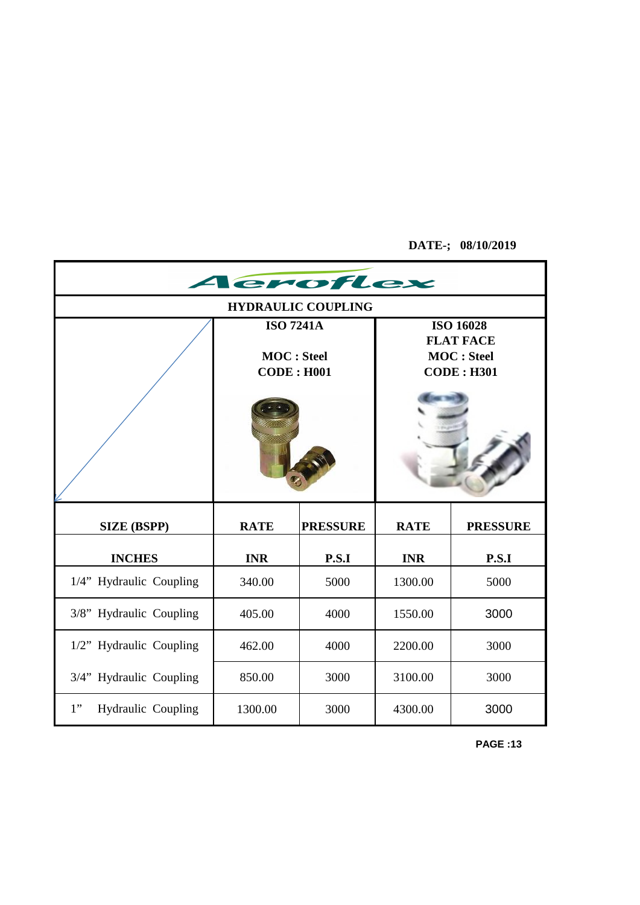**DATE-; 08/10/2019**

# Aeroflex

## HYDRAULIC COUPLING

| | ISO 7241A<br>MOC : Steel<br>CODE : H001 | | ISO 16028<br>FLAT FACE<br>MOC : Steel<br>CODE : H301 | |
|---|---|---|---|---|
| **SIZE (BSPP)** | **RATE** | **PRESSURE** | **RATE** | **PRESSURE** |
| **INCHES** | **INR** | **P.S.I** | **INR** | **P.S.I** |
| 1/4" Hydraulic Coupling | 340.00 | 5000 | 1300.00 | 5000 |
| 3/8" Hydraulic Coupling | 405.00 | 4000 | 1550.00 | 3000 |
| 1/2" Hydraulic Coupling | 462.00 | 4000 | 2200.00 | 3000 |
| 3/4" Hydraulic Coupling | 850.00 | 3000 | 3100.00 | 3000 |
| 1" Hydraulic Coupling | 1300.00 | 3000 | 4300.00 | 3000 |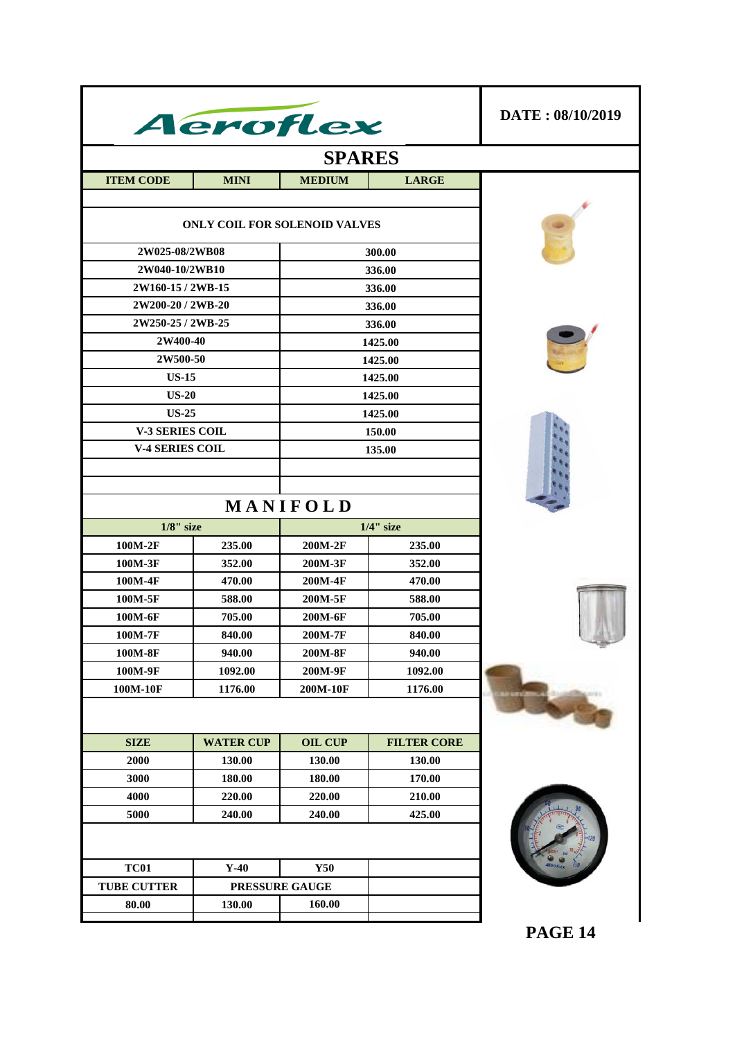# Aeroflex

**DATE : 08/10/2019**

## SPARES

| ITEM CODE | MINI | MEDIUM | LARGE |
|---|---|---|---|
| **ONLY COIL FOR SOLENOID VALVES** | | | |
| 2W025-08/2WB08 | | 300.00 | |
| 2W040-10/2WB10 | | 336.00 | |
| 2W160-15 / 2WB-15 | | 336.00 | |
| 2W200-20 / 2WB-20 | | 336.00 | |
| 2W250-25 / 2WB-25 | | 336.00 | |
| 2W400-40 | | 1425.00 | |
| 2W500-50 | | 1425.00 | |
| US-15 | | 1425.00 | |
| US-20 | | 1425.00 | |
| US-25 | | 1425.00 | |
| V-3 SERIES COIL | | 150.00 | |
| V-4 SERIES COIL | | 135.00 | |

## MANIFOLD

| 1/8" size | | 1/4" size | |
|---|---|---|---|
| 100M-2F | 235.00 | 200M-2F | 235.00 |
| 100M-3F | 352.00 | 200M-3F | 352.00 |
| 100M-4F | 470.00 | 200M-4F | 470.00 |
| 100M-5F | 588.00 | 200M-5F | 588.00 |
| 100M-6F | 705.00 | 200M-6F | 705.00 |
| 100M-7F | 840.00 | 200M-7F | 840.00 |
| 100M-8F | 940.00 | 200M-8F | 940.00 |
| 100M-9F | 1092.00 | 200M-9F | 1092.00 |
| 100M-10F | 1176.00 | 200M-10F | 1176.00 |

| SIZE | WATER CUP | OIL CUP | FILTER CORE |
|---|---|---|---|
| 2000 | 130.00 | 130.00 | 130.00 |
| 3000 | 180.00 | 180.00 | 170.00 |
| 4000 | 220.00 | 220.00 | 210.00 |
| 5000 | 240.00 | 240.00 | 425.00 |

| TC01 | Y-40 | Y50 | |
|---|---|---|---|
| TUBE CUTTER | PRESSURE GAUGE | | |
| 80.00 | 130.00 | 160.00 | |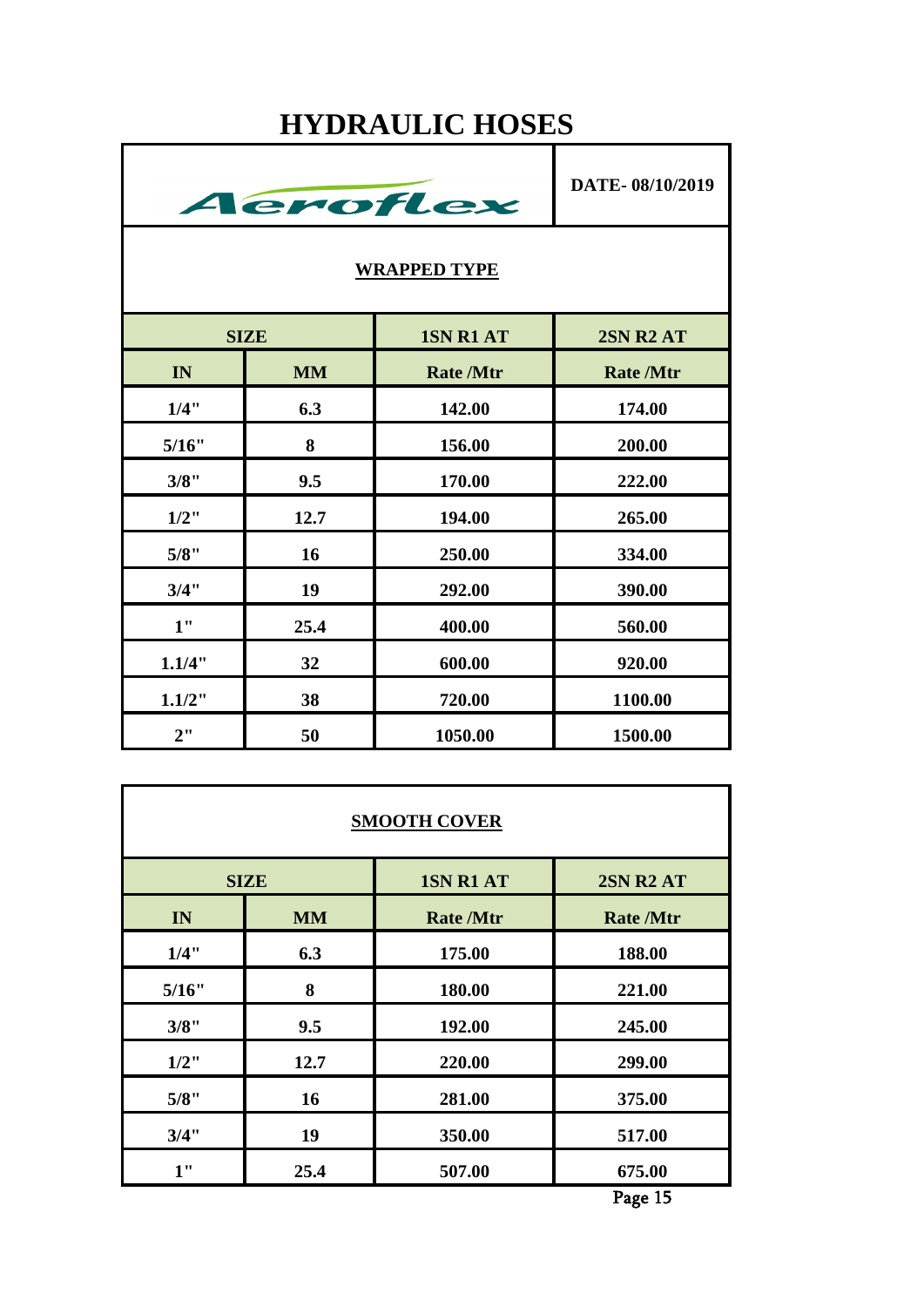# HYDRAULIC HOSES

| Aeroflex | | | DATE- 08/10/2019 |
|---|---|---|---|

## WRAPPED TYPE

| SIZE | | 1SN R1 AT | 2SN R2 AT |
|---|---|---|---|
| IN | MM | Rate /Mtr | Rate /Mtr |
| 1/4" | 6.3 | 142.00 | 174.00 |
| 5/16" | 8 | 156.00 | 200.00 |
| 3/8" | 9.5 | 170.00 | 222.00 |
| 1/2" | 12.7 | 194.00 | 265.00 |
| 5/8" | 16 | 250.00 | 334.00 |
| 3/4" | 19 | 292.00 | 390.00 |
| 1" | 25.4 | 400.00 | 560.00 |
| 1.1/4" | 32 | 600.00 | 920.00 |
| 1.1/2" | 38 | 720.00 | 1100.00 |
| 2" | 50 | 1050.00 | 1500.00 |

## SMOOTH COVER

| SIZE | | 1SN R1 AT | 2SN R2 AT |
|---|---|---|---|
| IN | MM | Rate /Mtr | Rate /Mtr |
| 1/4" | 6.3 | 175.00 | 188.00 |
| 5/16" | 8 | 180.00 | 221.00 |
| 3/8" | 9.5 | 192.00 | 245.00 |
| 1/2" | 12.7 | 220.00 | 299.00 |
| 5/8" | 16 | 281.00 | 375.00 |
| 3/4" | 19 | 350.00 | 517.00 |
| 1" | 25.4 | 507.00 | 675.00 |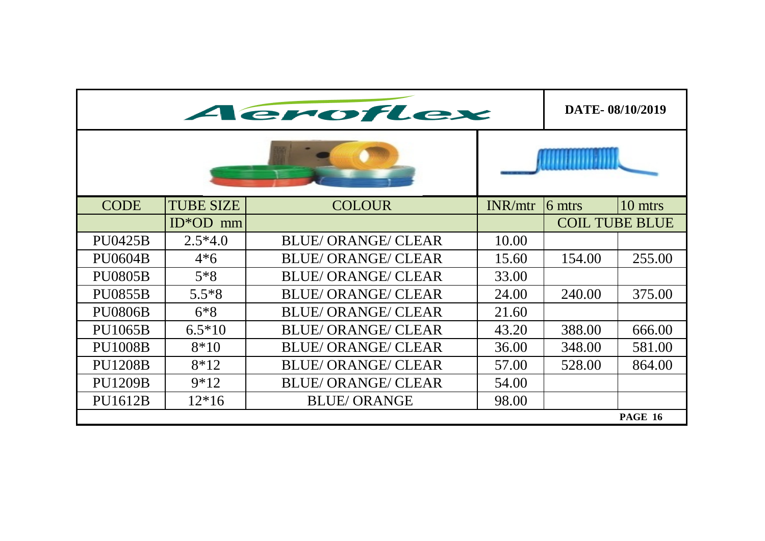# Aeroflex

**DATE- 08/10/2019**

| CODE | TUBE SIZE | COLOUR | INR/mtr | 6 mtrs | 10 mtrs |
|---|---|---|---|---|---|
| | ID*OD mm | | | COIL TUBE BLUE | |
| PU0425B | 2.5*4.0 | BLUE/ ORANGE/ CLEAR | 10.00 | | |
| PU0604B | 4*6 | BLUE/ ORANGE/ CLEAR | 15.60 | 154.00 | 255.00 |
| PU0805B | 5*8 | BLUE/ ORANGE/ CLEAR | 33.00 | | |
| PU0855B | 5.5*8 | BLUE/ ORANGE/ CLEAR | 24.00 | 240.00 | 375.00 |
| PU0806B | 6*8 | BLUE/ ORANGE/ CLEAR | 21.60 | | |
| PU1065B | 6.5*10 | BLUE/ ORANGE/ CLEAR | 43.20 | 388.00 | 666.00 |
| PU1008B | 8*10 | BLUE/ ORANGE/ CLEAR | 36.00 | 348.00 | 581.00 |
| PU1208B | 8*12 | BLUE/ ORANGE/ CLEAR | 57.00 | 528.00 | 864.00 |
| PU1209B | 9*12 | BLUE/ ORANGE/ CLEAR | 54.00 | | |
| PU1612B | 12*16 | BLUE/ ORANGE | 98.00 | | |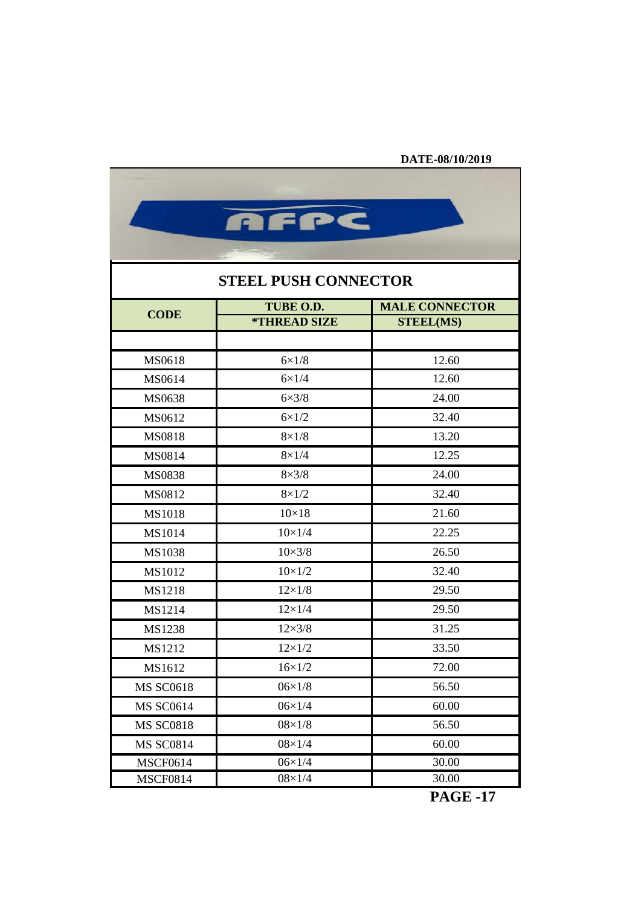DATE-08/10/2019

AFPC

## STEEL PUSH CONNECTOR

| CODE | TUBE O.D. *THREAD SIZE | MALE CONNECTOR STEEL(MS) |
|---|---|---|
| | | |
| MS0618 | 6×1/8 | 12.60 |
| MS0614 | 6×1/4 | 12.60 |
| MS0638 | 6×3/8 | 24.00 |
| MS0612 | 6×1/2 | 32.40 |
| MS0818 | 8×1/8 | 13.20 |
| MS0814 | 8×1/4 | 12.25 |
| MS0838 | 8×3/8 | 24.00 |
| MS0812 | 8×1/2 | 32.40 |
| MS1018 | 10×18 | 21.60 |
| MS1014 | 10×1/4 | 22.25 |
| MS1038 | 10×3/8 | 26.50 |
| MS1012 | 10×1/2 | 32.40 |
| MS1218 | 12×1/8 | 29.50 |
| MS1214 | 12×1/4 | 29.50 |
| MS1238 | 12×3/8 | 31.25 |
| MS1212 | 12×1/2 | 33.50 |
| MS1612 | 16×1/2 | 72.00 |
| MS SC0618 | 06×1/8 | 56.50 |
| MS SC0614 | 06×1/4 | 60.00 |
| MS SC0818 | 08×1/8 | 56.50 |
| MS SC0814 | 08×1/4 | 60.00 |
| MSCF0614 | 06×1/4 | 30.00 |
| MSCF0814 | 08×1/4 | 30.00 |

**PAGE -17**